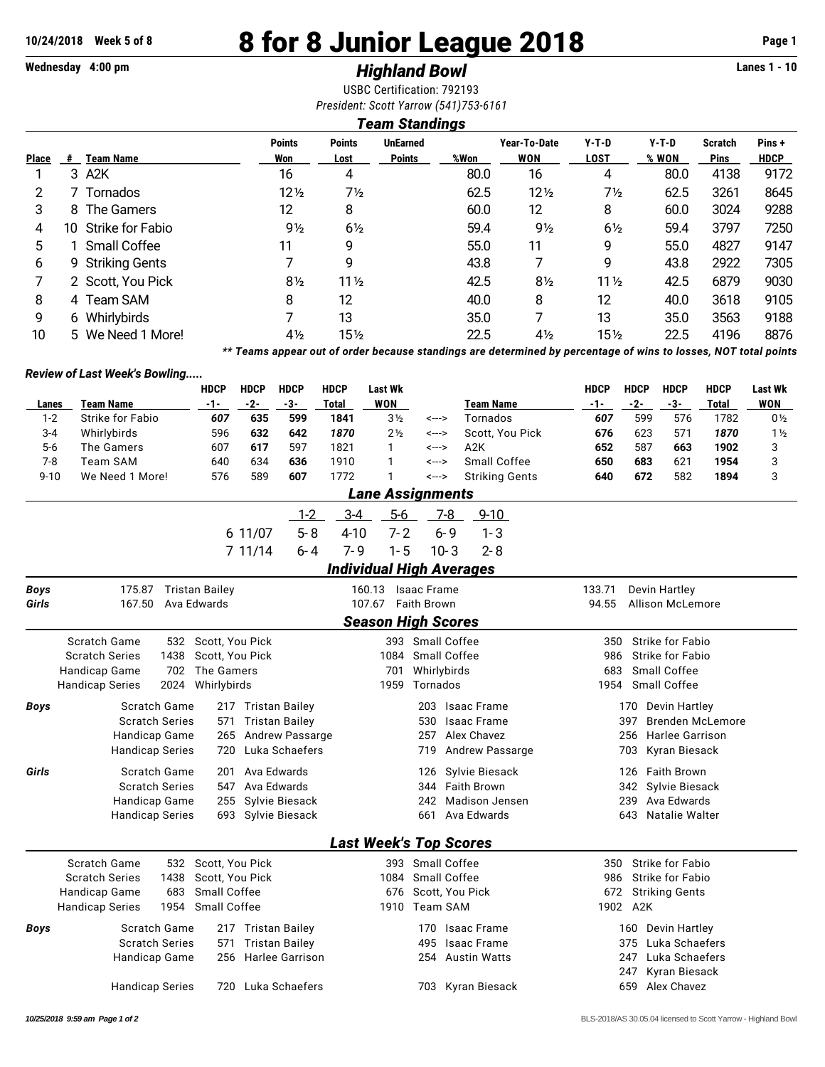# 8 for 8 Junior League 2018

10/24/2018 Week 5 of 8

Wednesday 4:00 pm

## *Highland Bowl*

Lanes 1 - 10

USBC Certification: 792193

*President: Scott Yarrow (541)753-6161*

### *Team Standings*

| Place | # | Team Name | Points Won | Points Lost | UnEarned Points | %Won | Year-To-Date WON | Y-T-D LOST | Y-T-D % WON | Scratch Pins | Pins + HDCP |
|---|---|---|---|---|---|---|---|---|---|---|---|
| 1 | 3 | A2K | 16 | 4 | | 80.0 | 16 | 4 | 80.0 | 4138 | 9172 |
| 2 | 7 | Tornados | 12½ | 7½ | | 62.5 | 12½ | 7½ | 62.5 | 3261 | 8645 |
| 3 | 8 | The Gamers | 12 | 8 | | 60.0 | 12 | 8 | 60.0 | 3024 | 9288 |
| 4 | 10 | Strike for Fabio | 9½ | 6½ | | 59.4 | 9½ | 6½ | 59.4 | 3797 | 7250 |
| 5 | 1 | Small Coffee | 11 | 9 | | 55.0 | 11 | 9 | 55.0 | 4827 | 9147 |
| 6 | 9 | Striking Gents | 7 | 9 | | 43.8 | 7 | 9 | 43.8 | 2922 | 7305 |
| 7 | 2 | Scott, You Pick | 8½ | 11½ | | 42.5 | 8½ | 11½ | 42.5 | 6879 | 9030 |
| 8 | 4 | Team SAM | 8 | 12 | | 40.0 | 8 | 12 | 40.0 | 3618 | 9105 |
| 9 | 6 | Whirlybirds | 7 | 13 | | 35.0 | 7 | 13 | 35.0 | 3563 | 9188 |
| 10 | 5 | We Need 1 More! | 4½ | 15½ | | 22.5 | 4½ | 15½ | 22.5 | 4196 | 8876 |

*** Teams appear out of order because standings are determined by percentage of wins to losses, NOT total points*

*Review of Last Week's Bowling.....*

| Lanes | Team Name | HDCP -1- | HDCP -2- | HDCP -3- | HDCP Total | Last Wk WON | | Team Name | HDCP -1- | HDCP -2- | HDCP -3- | HDCP Total | Last Wk WON |
|---|---|---|---|---|---|---|---|---|---|---|---|---|---|
| 1-2 | Strike for Fabio | *607* | **635** | 599 | **1841** | 3½ | <---> | Tornados | *607* | 599 | 576 | 1782 | 0½ |
| 3-4 | Whirlybirds | 596 | 632 | **642** | *1870* | 2½ | <---> | Scott, You Pick | **676** | 623 | 571 | *1870* | 1½ |
| 5-6 | The Gamers | 607 | **617** | 597 | 1821 | 1 | <---> | A2K | **652** | 587 | **663** | **1902** | 3 |
| 7-8 | Team SAM | 640 | 634 | **636** | 1910 | 1 | <---> | Small Coffee | **650** | **683** | 621 | **1954** | 3 |
| 9-10 | We Need 1 More! | 576 | 589 | **607** | 1772 | 1 | <---> | Striking Gents | **640** | **672** | 582 | **1894** | 3 |

### *Lane Assignments*

| | 1-2 | 3-4 | 5-6 | 7-8 | 9-10 |
|---|---|---|---|---|---|
| 6 11/07 | 5-8 | 4-10 | 7-2 | 6-9 | 1-3 |
| 7 11/14 | 6-4 | 7-9 | 1-5 | 10-3 | 2-8 |

### *Individual High Averages*

| | | | | | | |
|---|---|---|---|---|---|---|
| ***Boys*** | 175.87 | Tristan Bailey | 160.13 | Isaac Frame | 133.71 | Devin Hartley |
| ***Girls*** | 167.50 | Ava Edwards | 107.67 | Faith Brown | 94.55 | Allison McLemore |

### *Season High Scores*

| | | | | | | | |
|---|---|---|---|---|---|---|---|
| | Scratch Game | 532 | Scott, You Pick | 393 | Small Coffee | 350 | Strike for Fabio |
| | Scratch Series | 1438 | Scott, You Pick | 1084 | Small Coffee | 986 | Strike for Fabio |
| | Handicap Game | 702 | The Gamers | 701 | Whirlybirds | 683 | Small Coffee |
| | Handicap Series | 2024 | Whirlybirds | 1959 | Tornados | 1954 | Small Coffee |
| ***Boys*** | Scratch Game | 217 | Tristan Bailey | 203 | Isaac Frame | 170 | Devin Hartley |
| | Scratch Series | 571 | Tristan Bailey | 530 | Isaac Frame | 397 | Brenden McLemore |
| | Handicap Game | 265 | Andrew Passarge | 257 | Alex Chavez | 256 | Harlee Garrison |
| | Handicap Series | 720 | Luka Schaefers | 719 | Andrew Passarge | 703 | Kyran Biesack |
| ***Girls*** | Scratch Game | 201 | Ava Edwards | 126 | Sylvie Biesack | 126 | Faith Brown |
| | Scratch Series | 547 | Ava Edwards | 344 | Faith Brown | 342 | Sylvie Biesack |
| | Handicap Game | 255 | Sylvie Biesack | 242 | Madison Jensen | 239 | Ava Edwards |
| | Handicap Series | 693 | Sylvie Biesack | 661 | Ava Edwards | 643 | Natalie Walter |

### *Last Week's Top Scores*

| | | | | | | | |
|---|---|---|---|---|---|---|---|
| | Scratch Game | 532 | Scott, You Pick | 393 | Small Coffee | 350 | Strike for Fabio |
| | Scratch Series | 1438 | Scott, You Pick | 1084 | Small Coffee | 986 | Strike for Fabio |
| | Handicap Game | 683 | Small Coffee | 676 | Scott, You Pick | 672 | Striking Gents |
| | Handicap Series | 1954 | Small Coffee | 1910 | Team SAM | 1902 | A2K |
| ***Boys*** | Scratch Game | 217 | Tristan Bailey | 170 | Isaac Frame | 160 | Devin Hartley |
| | Scratch Series | 571 | Tristan Bailey | 495 | Isaac Frame | 375 | Luka Schaefers |
| | Handicap Game | 256 | Harlee Garrison | 254 | Austin Watts | 247 | Luka Schaefers |
| | | | | | | 247 | Kyran Biesack |
| | Handicap Series | 720 | Luka Schaefers | 703 | Kyran Biesack | 659 | Alex Chavez |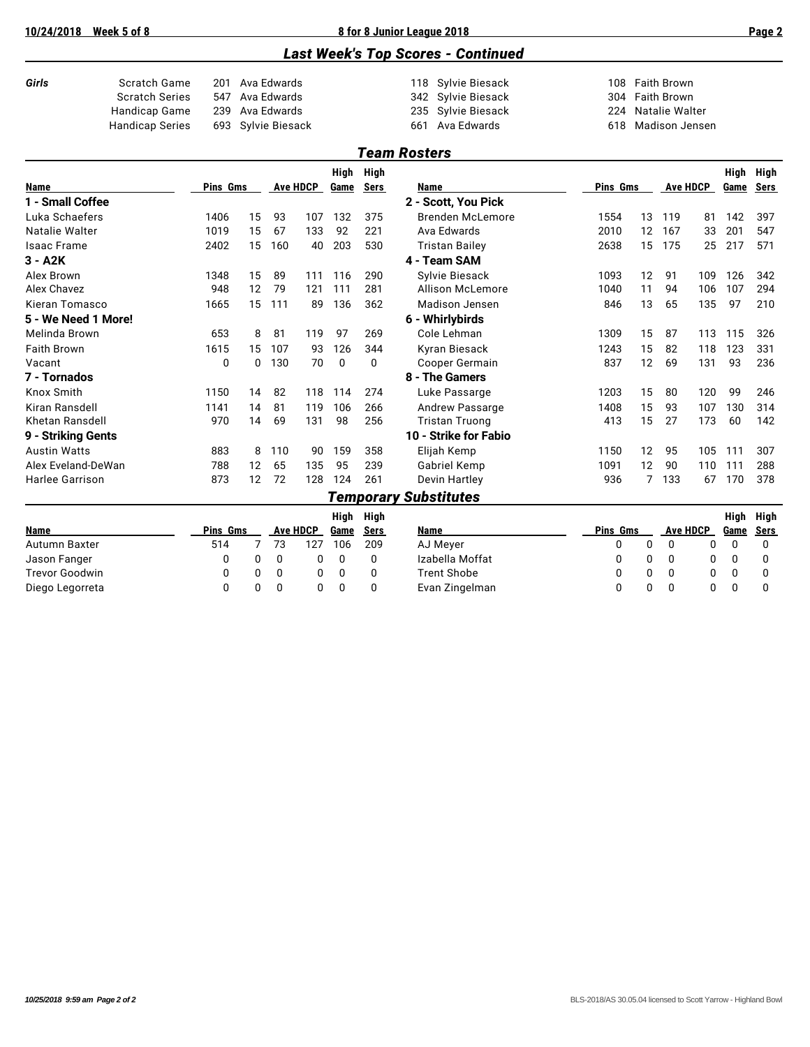## Last Week's Top Scores - Continued

| | | | | |
|---|---|---|---|---|
| **Girls** | Scratch Game | 201 Ava Edwards | 118 Sylvie Biesack | 108 Faith Brown |
| | Scratch Series | 547 Ava Edwards | 342 Sylvie Biesack | 304 Faith Brown |
| | Handicap Game | 239 Ava Edwards | 235 Sylvie Biesack | 224 Natalie Walter |
| | Handicap Series | 693 Sylvie Biesack | 661 Ava Edwards | 618 Madison Jensen |

## Team Rosters

| Name | Pins | Gms | Ave | HDCP | High Game | High Sers | Name | Pins | Gms | Ave | HDCP | High Game | High Sers |
|---|---|---|---|---|---|---|---|---|---|---|---|---|---|
| **1 - Small Coffee** | | | | | | | **2 - Scott, You Pick** | | | | | | |
| Luka Schaefers | 1406 | 15 | 93 | 107 | 132 | 375 | Brenden McLemore | 1554 | 13 | 119 | 81 | 142 | 397 |
| Natalie Walter | 1019 | 15 | 67 | 133 | 92 | 221 | Ava Edwards | 2010 | 12 | 167 | 33 | 201 | 547 |
| Isaac Frame | 2402 | 15 | 160 | 40 | 203 | 530 | Tristan Bailey | 2638 | 15 | 175 | 25 | 217 | 571 |
| **3 - A2K** | | | | | | | **4 - Team SAM** | | | | | | |
| Alex Brown | 1348 | 15 | 89 | 111 | 116 | 290 | Sylvie Biesack | 1093 | 12 | 91 | 109 | 126 | 342 |
| Alex Chavez | 948 | 12 | 79 | 121 | 111 | 281 | Allison McLemore | 1040 | 11 | 94 | 106 | 107 | 294 |
| Kieran Tomasco | 1665 | 15 | 111 | 89 | 136 | 362 | Madison Jensen | 846 | 13 | 65 | 135 | 97 | 210 |
| **5 - We Need 1 More!** | | | | | | | **6 - Whirlybirds** | | | | | | |
| Melinda Brown | 653 | 8 | 81 | 119 | 97 | 269 | Cole Lehman | 1309 | 15 | 87 | 113 | 115 | 326 |
| Faith Brown | 1615 | 15 | 107 | 93 | 126 | 344 | Kyran Biesack | 1243 | 15 | 82 | 118 | 123 | 331 |
| Vacant | 0 | 0 | 130 | 70 | 0 | 0 | Cooper Germain | 837 | 12 | 69 | 131 | 93 | 236 |
| **7 - Tornados** | | | | | | | **8 - The Gamers** | | | | | | |
| Knox Smith | 1150 | 14 | 82 | 118 | 114 | 274 | Luke Passarge | 1203 | 15 | 80 | 120 | 99 | 246 |
| Kiran Ransdell | 1141 | 14 | 81 | 119 | 106 | 266 | Andrew Passarge | 1408 | 15 | 93 | 107 | 130 | 314 |
| Khetan Ransdell | 970 | 14 | 69 | 131 | 98 | 256 | Tristan Truong | 413 | 15 | 27 | 173 | 60 | 142 |
| **9 - Striking Gents** | | | | | | | **10 - Strike for Fabio** | | | | | | |
| Austin Watts | 883 | 8 | 110 | 90 | 159 | 358 | Elijah Kemp | 1150 | 12 | 95 | 105 | 111 | 307 |
| Alex Eveland-DeWan | 788 | 12 | 65 | 135 | 95 | 239 | Gabriel Kemp | 1091 | 12 | 90 | 110 | 111 | 288 |
| Harlee Garrison | 873 | 12 | 72 | 128 | 124 | 261 | Devin Hartley | 936 | 7 | 133 | 67 | 170 | 378 |

## Temporary Substitutes

| Name | Pins | Gms | Ave | HDCP | High Game | High Sers | Name | Pins | Gms | Ave | HDCP | High Game | High Sers |
|---|---|---|---|---|---|---|---|---|---|---|---|---|---|
| Autumn Baxter | 514 | 7 | 73 | 127 | 106 | 209 | AJ Meyer | 0 | 0 | 0 | 0 | 0 | 0 |
| Jason Fanger | 0 | 0 | 0 | 0 | 0 | 0 | Izabella Moffat | 0 | 0 | 0 | 0 | 0 | 0 |
| Trevor Goodwin | 0 | 0 | 0 | 0 | 0 | 0 | Trent Shobe | 0 | 0 | 0 | 0 | 0 | 0 |
| Diego Legorreta | 0 | 0 | 0 | 0 | 0 | 0 | Evan Zingelman | 0 | 0 | 0 | 0 | 0 | 0 |